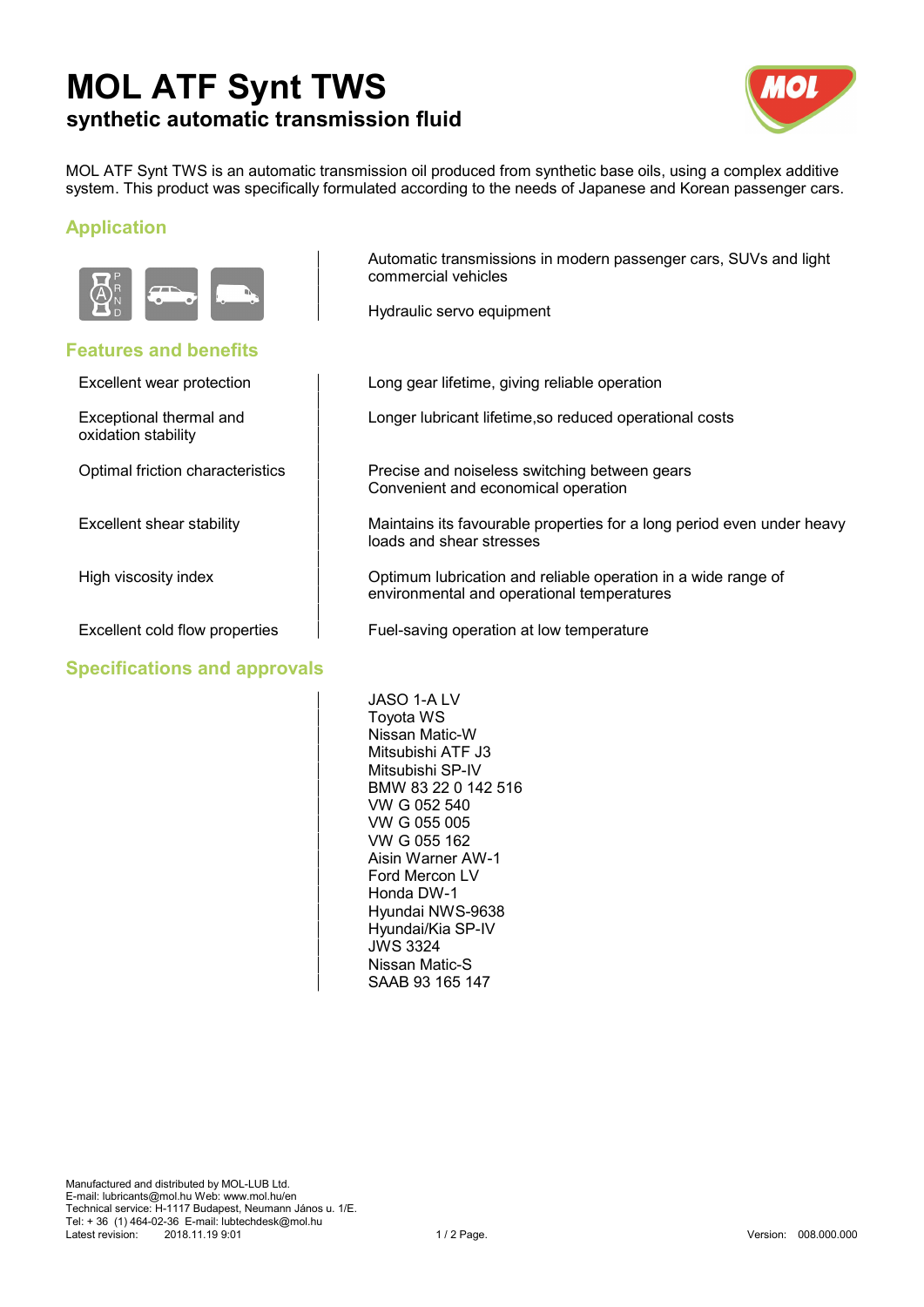# MOL ATF Synt TWS

## synthetic automatic transmission fluid

MOL ATF Synt TWS is an automatic transmission oil produced from synthetic base oils, using a complex additive system. This product was specifically formulated according to the needs of Japanese and Korean passenger cars.

### Application

Automatic transmissions in modern passenger cars, SUVs and light commercial vehicles

Hydraulic servo equipment

### Features and benefits

| Feature | Benefit |
| --- | --- |
| Excellent wear protection | Long gear lifetime, giving reliable operation |
| Exceptional thermal and oxidation stability | Longer lubricant lifetime,so reduced operational costs |
| Optimal friction characteristics | Precise and noiseless switching between gears<br>Convenient and economical operation |
| Excellent shear stability | Maintains its favourable properties for a long period even under heavy loads and shear stresses |
| High viscosity index | Optimum lubrication and reliable operation in a wide range of environmental and operational temperatures |
| Excellent cold flow properties | Fuel-saving operation at low temperature |

### Specifications and approvals

JASO 1-A LV
Toyota WS
Nissan Matic-W
Mitsubishi ATF J3
Mitsubishi SP-IV
BMW 83 22 0 142 516
VW G 052 540
VW G 055 005
VW G 055 162
Aisin Warner AW-1
Ford Mercon LV
Honda DW-1
Hyundai NWS-9638
Hyundai/Kia SP-IV
JWS 3324
Nissan Matic-S
SAAB 93 165 147

Manufactured and distributed by MOL-LUB Ltd.
E-mail: lubricants@mol.hu Web: www.mol.hu/en
Technical service: H-1117 Budapest, Neumann János u. 1/E.
Tel: + 36 (1) 464-02-36 E-mail: lubtechdesk@mol.hu
Latest revision: 2018.11.19 9:01
Version: 008.000.000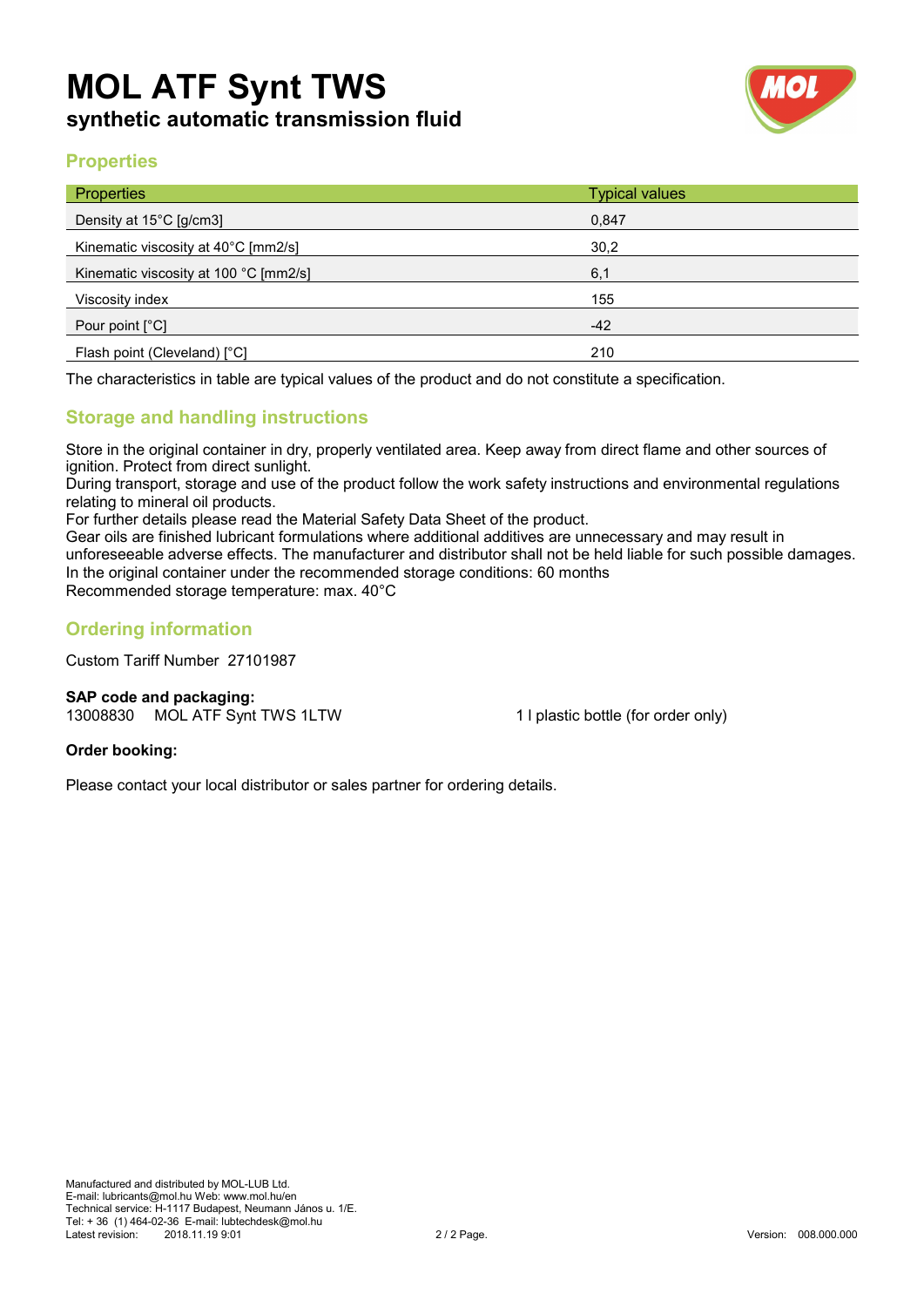# MOL ATF Synt TWS

## synthetic automatic transmission fluid

### Properties

| Properties | Typical values |
|---|---|
| Density at 15°C [g/cm3] | 0,847 |
| Kinematic viscosity at 40°C [mm2/s] | 30,2 |
| Kinematic viscosity at 100 °C [mm2/s] | 6,1 |
| Viscosity index | 155 |
| Pour point [°C] | -42 |
| Flash point (Cleveland) [°C] | 210 |

The characteristics in table are typical values of the product and do not constitute a specification.

### Storage and handling instructions

Store in the original container in dry, properly ventilated area. Keep away from direct flame and other sources of ignition. Protect from direct sunlight.
During transport, storage and use of the product follow the work safety instructions and environmental regulations relating to mineral oil products.
For further details please read the Material Safety Data Sheet of the product.
Gear oils are finished lubricant formulations where additional additives are unnecessary and may result in unforeseeable adverse effects. The manufacturer and distributor shall not be held liable for such possible damages.
In the original container under the recommended storage conditions: 60 months
Recommended storage temperature: max. 40°C

### Ordering information

Custom Tariff Number 27101987

**SAP code and packaging:**
13008830 MOL ATF Synt TWS 1LTW 1 l plastic bottle (for order only)

**Order booking:**

Please contact your local distributor or sales partner for ordering details.

Manufactured and distributed by MOL-LUB Ltd.
E-mail: lubricants@mol.hu Web: www.mol.hu/en
Technical service: H-1117 Budapest, Neumann János u. 1/E.
Tel: + 36 (1) 464-02-36 E-mail: lubtechdesk@mol.hu
Latest revision: 2018.11.19 9:01
Version: 008.000.000